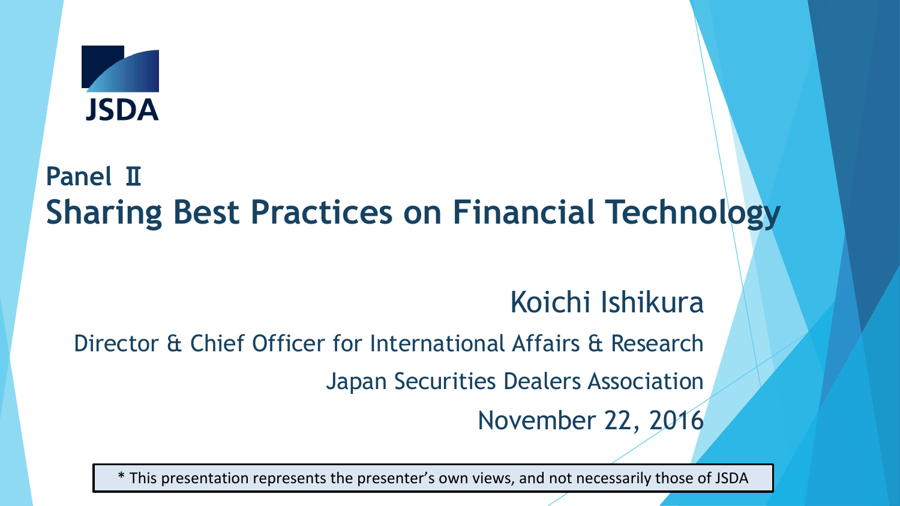JSDA

## Panel Ⅱ

# Sharing Best Practices on Financial Technology

Koichi Ishikura

Director & Chief Officer for International Affairs & Research

Japan Securities Dealers Association

November 22, 2016

* This presentation represents the presenter's own views, and not necessarily those of JSDA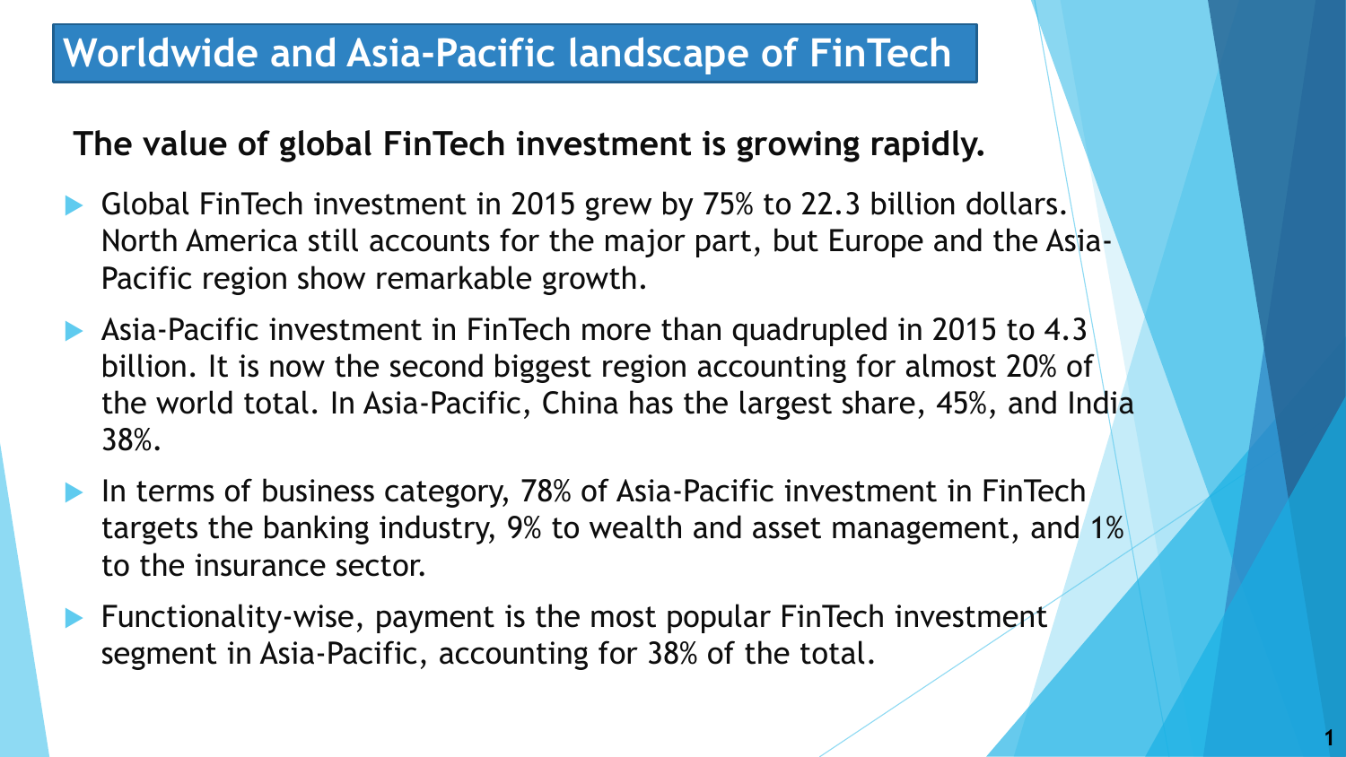# Worldwide and Asia-Pacific landscape of FinTech

**The value of global FinTech investment is growing rapidly.**

- Global FinTech investment in 2015 grew by 75% to 22.3 billion dollars. North America still accounts for the major part, but Europe and the Asia-Pacific region show remarkable growth.
- Asia-Pacific investment in FinTech more than quadrupled in 2015 to 4.3 billion. It is now the second biggest region accounting for almost 20% of the world total. In Asia-Pacific, China has the largest share, 45%, and India 38%.
- In terms of business category, 78% of Asia-Pacific investment in FinTech targets the banking industry, 9% to wealth and asset management, and 1% to the insurance sector.
- Functionality-wise, payment is the most popular FinTech investment segment in Asia-Pacific, accounting for 38% of the total.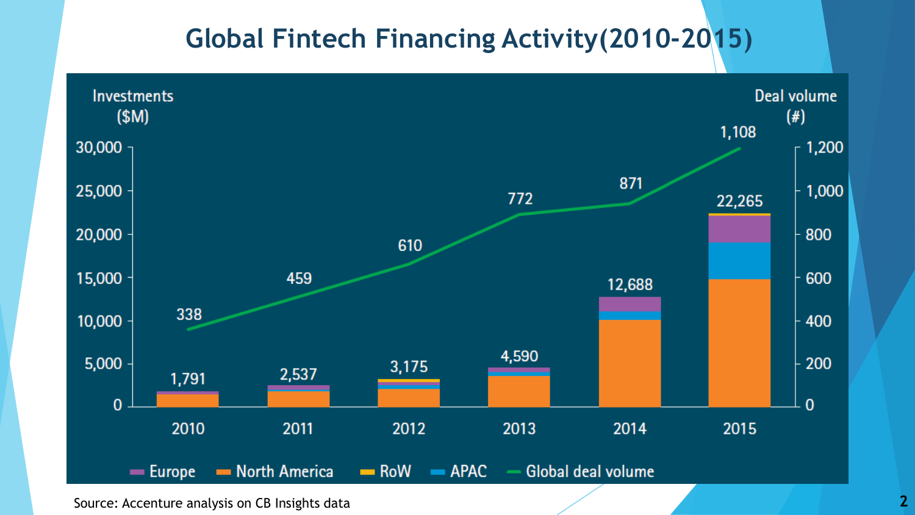# Global Fintech Financing Activity(2010-2015)

Investments ($M) / Deal volume (#)

| Year | Investments ($M) | Global deal volume (#) |
|---|---|---|
| 2010 | 1,791 | 338 |
| 2011 | 2,537 | 459 |
| 2012 | 3,175 | 610 |
| 2013 | 4,590 | 772 |
| 2014 | 12,688 | 871 |
| 2015 | 22,265 | 1,108 |

Europe · North America · RoW · APAC · Global deal volume

Source: Accenture analysis on CB Insights data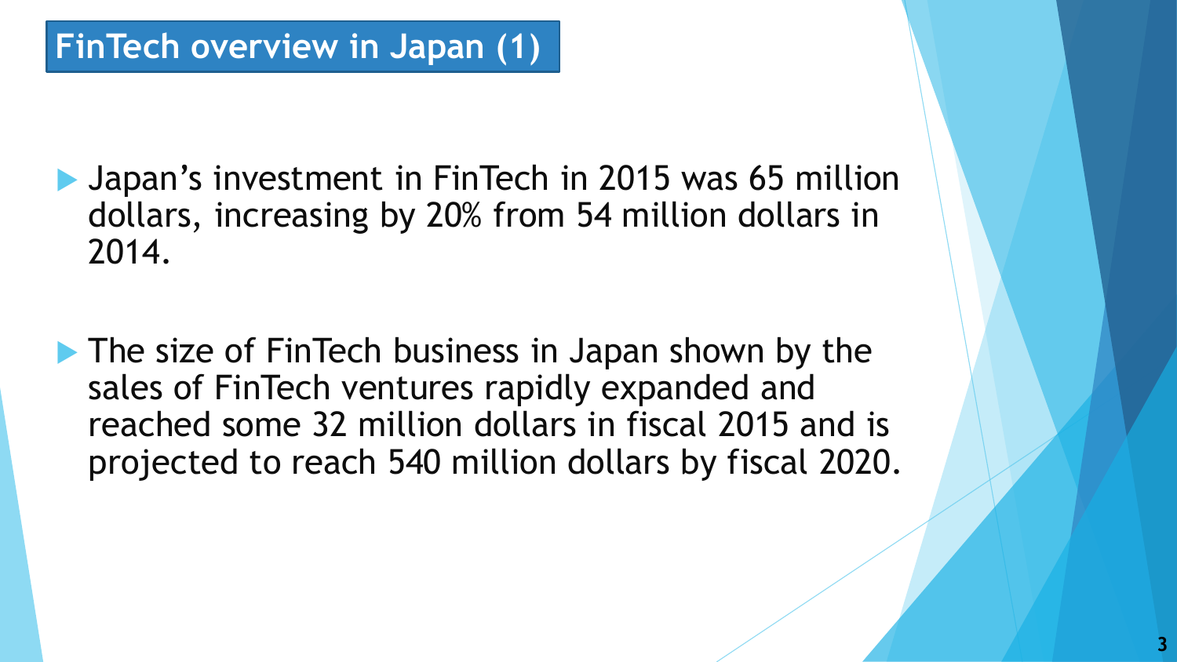# FinTech overview in Japan (1)

- Japan's investment in FinTech in 2015 was 65 million dollars, increasing by 20% from 54 million dollars in 2014.

- The size of FinTech business in Japan shown by the sales of FinTech ventures rapidly expanded and reached some 32 million dollars in fiscal 2015 and is projected to reach 540 million dollars by fiscal 2020.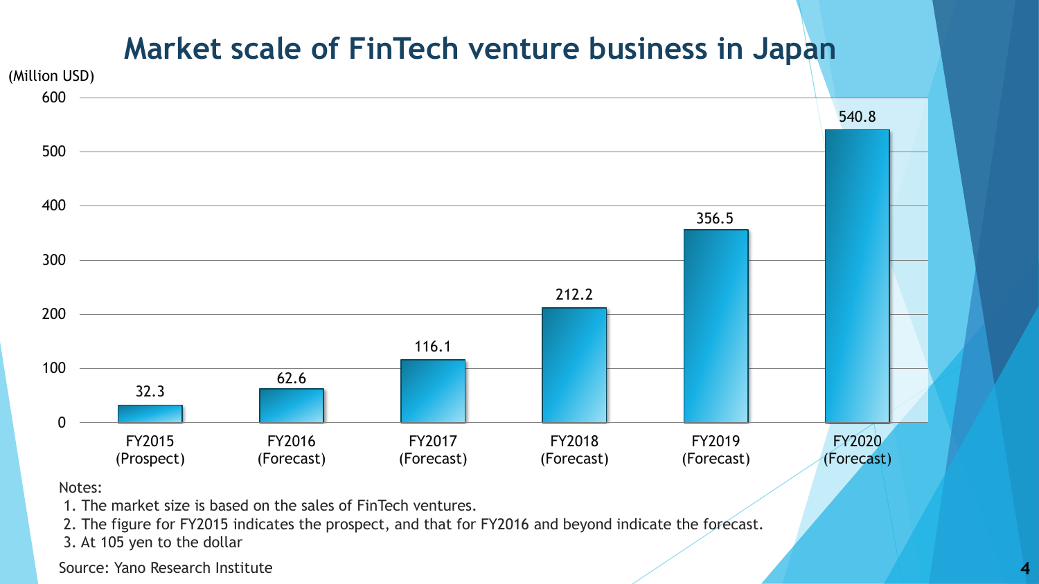# Market scale of FinTech venture business in Japan

(Million USD)

| Fiscal Year | Market scale (Million USD) |
|---|---|
| FY2015 (Prospect) | 32.3 |
| FY2016 (Forecast) | 62.6 |
| FY2017 (Forecast) | 116.1 |
| FY2018 (Forecast) | 212.2 |
| FY2019 (Forecast) | 356.5 |
| FY2020 (Forecast) | 540.8 |

Notes:

1. The market size is based on the sales of FinTech ventures.
2. The figure for FY2015 indicates the prospect, and that for FY2016 and beyond indicate the forecast.
3. At 105 yen to the dollar

Source: Yano Research Institute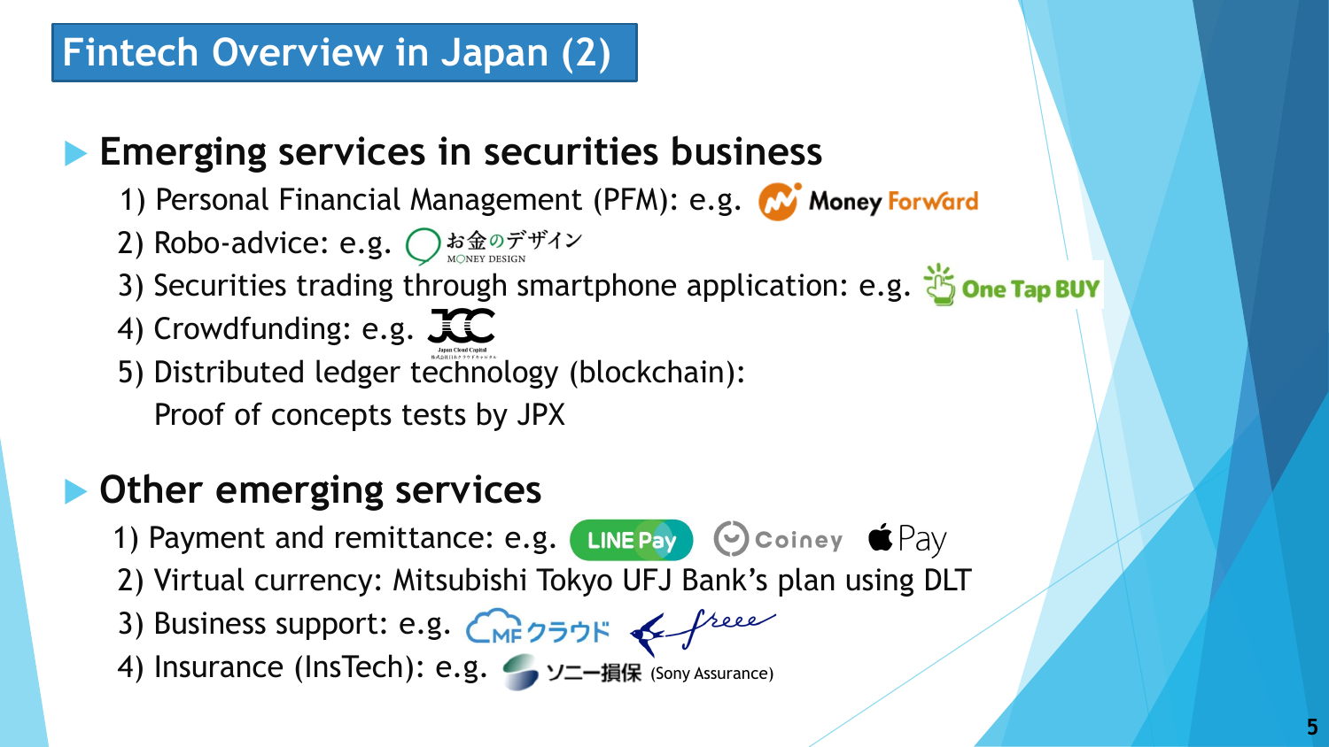# Fintech Overview in Japan (2)

## Emerging services in securities business

1) Personal Financial Management (PFM): e.g. Money Forward
2) Robo-advice: e.g. お金のデザイン MONEY DESIGN
3) Securities trading through smartphone application: e.g. One Tap BUY
4) Crowdfunding: e.g. JCC Japan Cloud Capital
5) Distributed ledger technology (blockchain): Proof of concepts tests by JPX

## Other emerging services

1) Payment and remittance: e.g. LINE Pay, Coiney, Pay
2) Virtual currency: Mitsubishi Tokyo UFJ Bank's plan using DLT
3) Business support: e.g. MFクラウド, freee
4) Insurance (InsTech): e.g. ソニー損保 (Sony Assurance)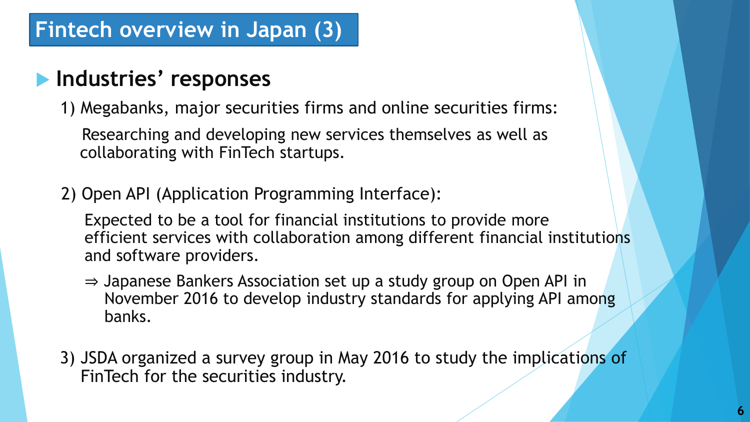# Fintech overview in Japan (3)

## Industries' responses

1) Megabanks, major securities firms and online securities firms:

   Researching and developing new services themselves as well as collaborating with FinTech startups.

2) Open API (Application Programming Interface):

   Expected to be a tool for financial institutions to provide more efficient services with collaboration among different financial institutions and software providers.

   ⇒ Japanese Bankers Association set up a study group on Open API in November 2016 to develop industry standards for applying API among banks.

3) JSDA organized a survey group in May 2016 to study the implications of FinTech for the securities industry.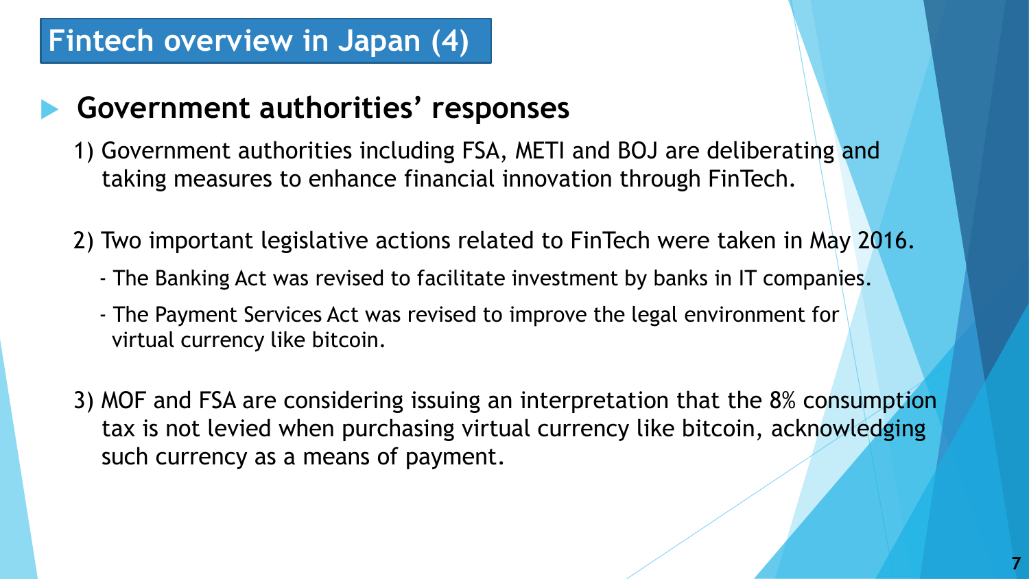# Fintech overview in Japan (4)

## Government authorities' responses

1) Government authorities including FSA, METI and BOJ are deliberating and taking measures to enhance financial innovation through FinTech.

2) Two important legislative actions related to FinTech were taken in May 2016.
   - The Banking Act was revised to facilitate investment by banks in IT companies.
   - The Payment Services Act was revised to improve the legal environment for virtual currency like bitcoin.

3) MOF and FSA are considering issuing an interpretation that the 8% consumption tax is not levied when purchasing virtual currency like bitcoin, acknowledging such currency as a means of payment.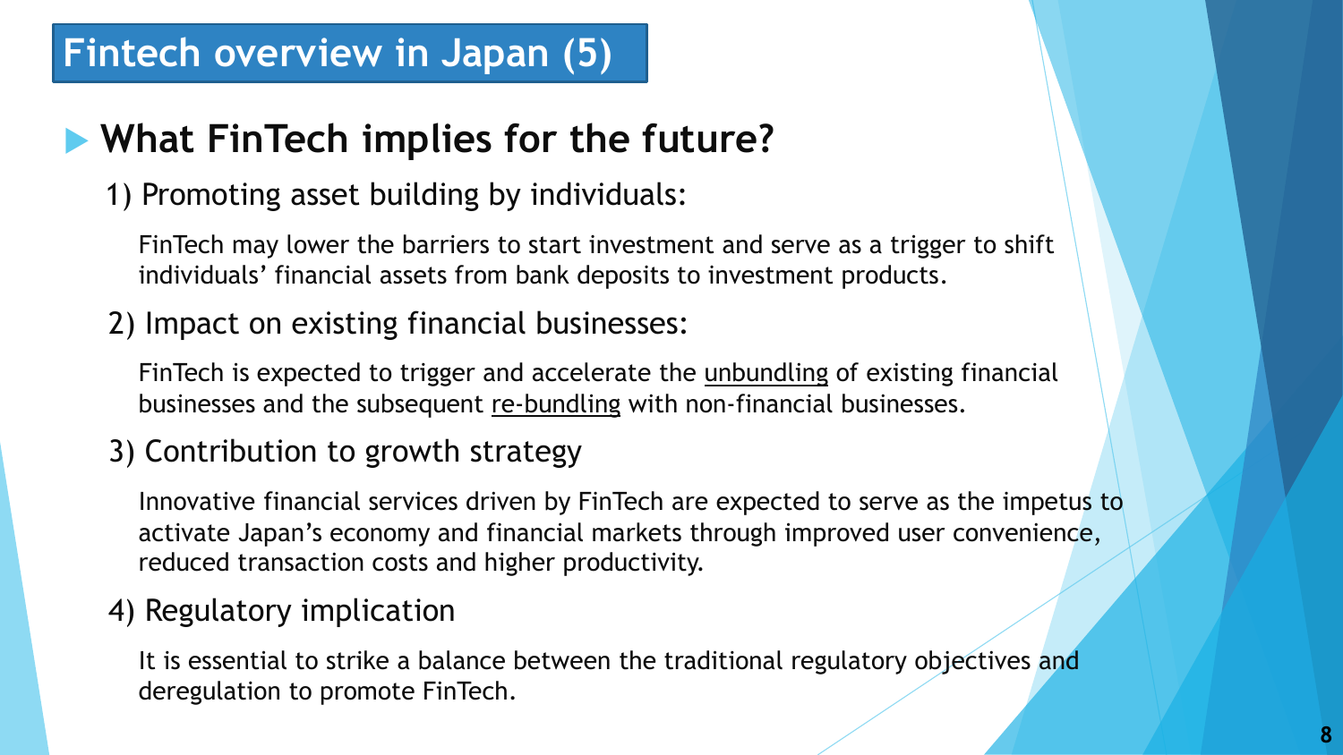# Fintech overview in Japan (5)

## What FinTech implies for the future?

### 1) Promoting asset building by individuals:

FinTech may lower the barriers to start investment and serve as a trigger to shift individuals' financial assets from bank deposits to investment products.

### 2) Impact on existing financial businesses:

FinTech is expected to trigger and accelerate the unbundling of existing financial businesses and the subsequent re-bundling with non-financial businesses.

### 3) Contribution to growth strategy

Innovative financial services driven by FinTech are expected to serve as the impetus to activate Japan's economy and financial markets through improved user convenience, reduced transaction costs and higher productivity.

### 4) Regulatory implication

It is essential to strike a balance between the traditional regulatory objectives and deregulation to promote FinTech.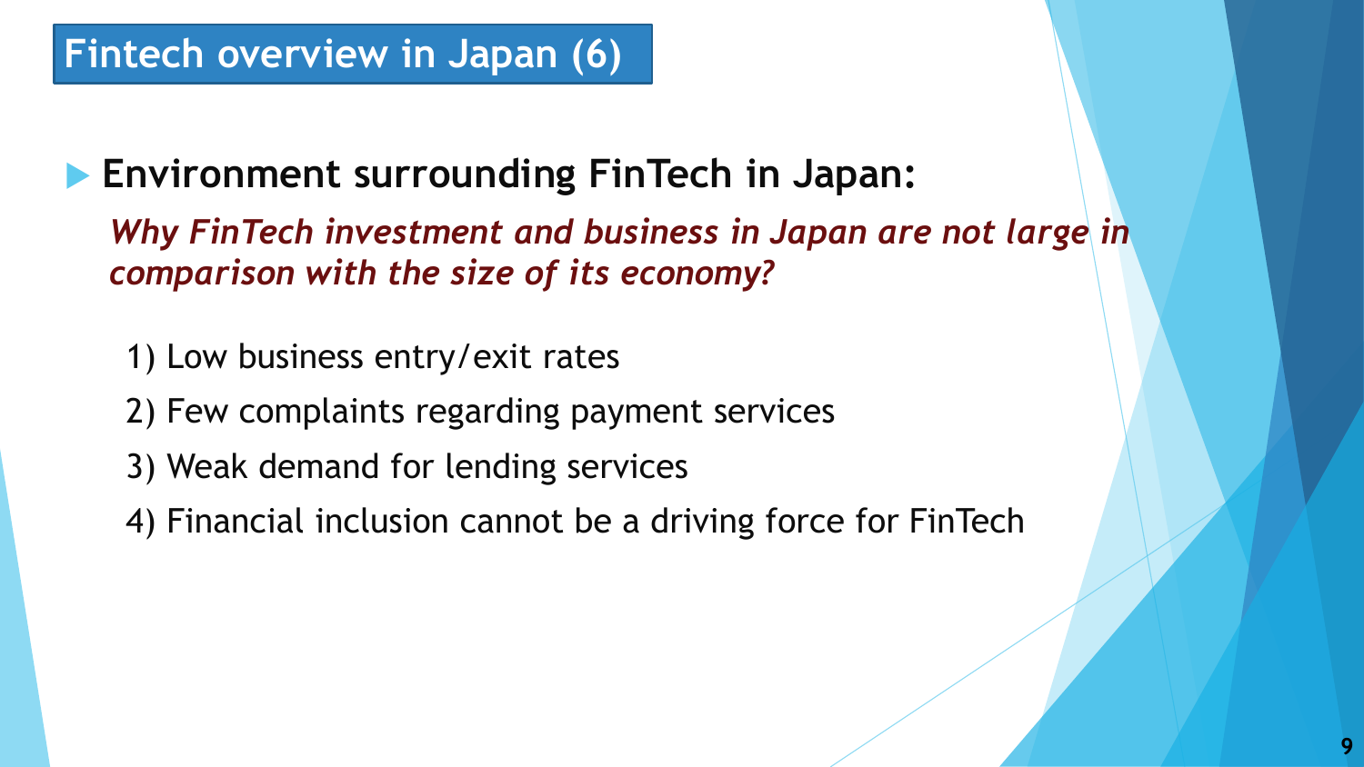# Fintech overview in Japan (6)

- **Environment surrounding FinTech in Japan:**

  ***Why FinTech investment and business in Japan are not large in comparison with the size of its economy?***

  1) Low business entry/exit rates
  2) Few complaints regarding payment services
  3) Weak demand for lending services
  4) Financial inclusion cannot be a driving force for FinTech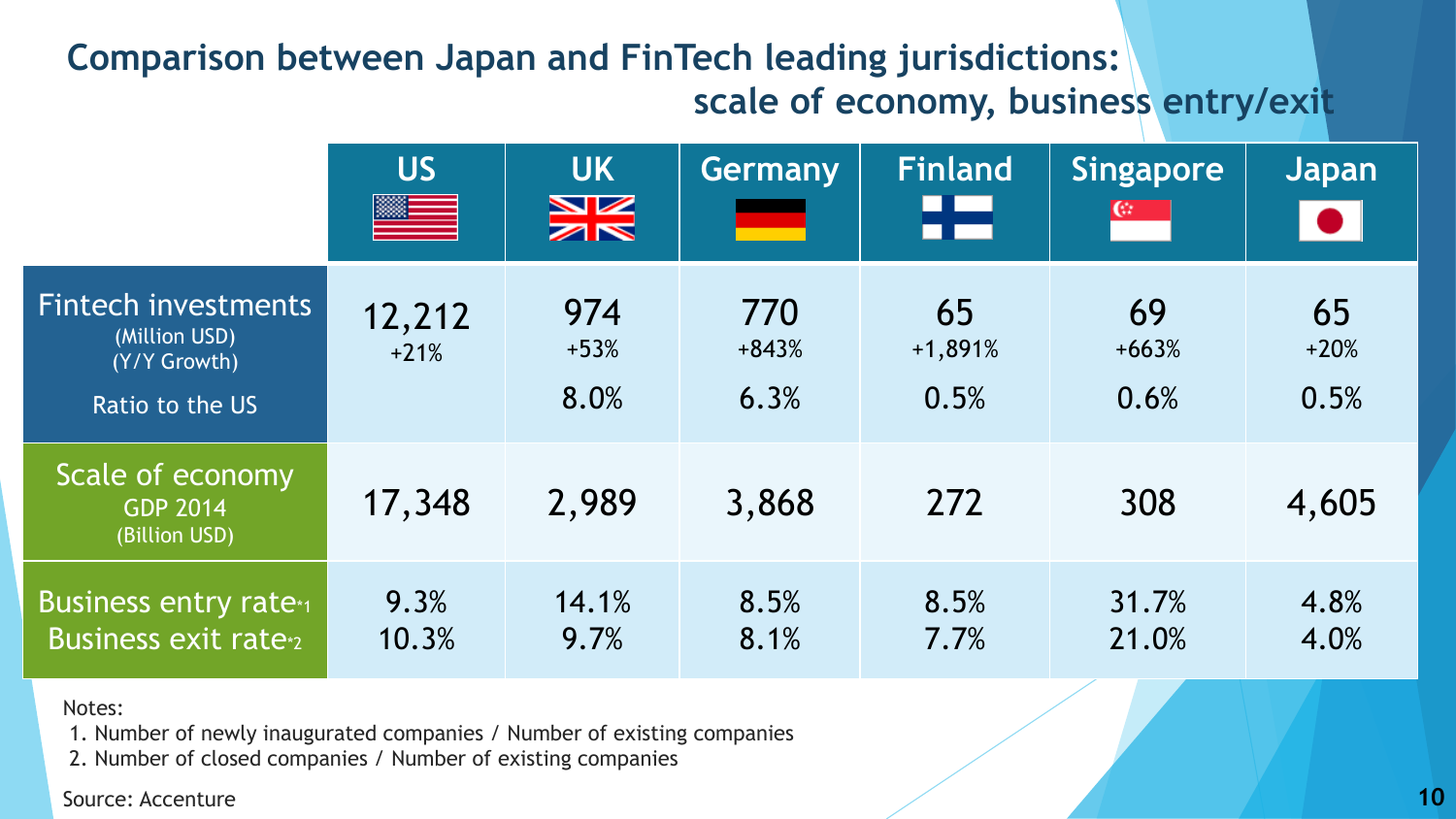## Comparison between Japan and FinTech leading jurisdictions: scale of economy, business entry/exit

| | US | UK | Germany | Finland | Singapore | Japan |
|---|---|---|---|---|---|---|
| Fintech investments (Million USD) (Y/Y Growth) | 12,212 +21% | 974 +53% | 770 +843% | 65 +1,891% | 69 +663% | 65 +20% |
| Ratio to the US | | 8.0% | 6.3% | 0.5% | 0.6% | 0.5% |
| Scale of economy GDP 2014 (Billion USD) | 17,348 | 2,989 | 3,868 | 272 | 308 | 4,605 |
| Business entry rate*1 | 9.3% | 14.1% | 8.5% | 8.5% | 31.7% | 4.8% |
| Business exit rate*2 | 10.3% | 9.7% | 8.1% | 7.7% | 21.0% | 4.0% |

Notes:
1. Number of newly inaugurated companies / Number of existing companies
2. Number of closed companies / Number of existing companies

Source: Accenture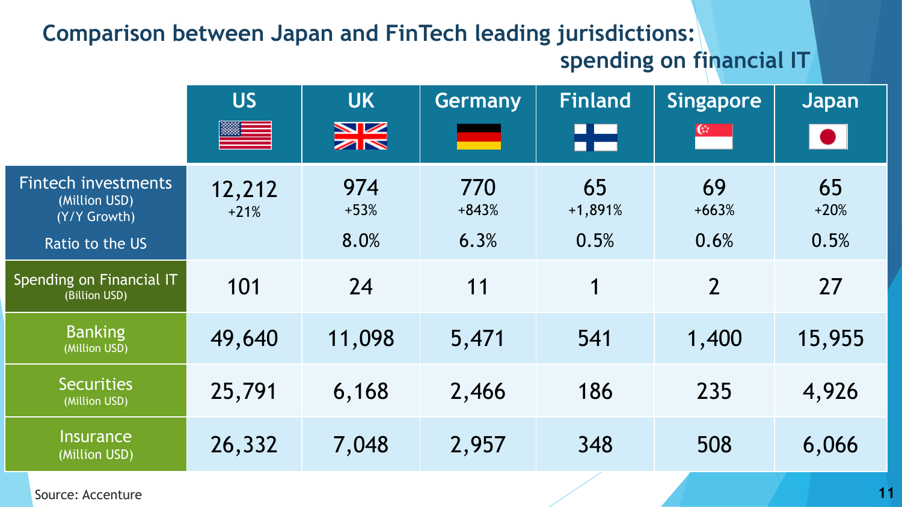# Comparison between Japan and FinTech leading jurisdictions: spending on financial IT

| | US | UK | Germany | Finland | Singapore | Japan |
|---|---|---|---|---|---|---|
| Fintech investments (Million USD) (Y/Y Growth) | 12,212 +21% | 974 +53% | 770 +843% | 65 +1,891% | 69 +663% | 65 +20% |
| Ratio to the US | | 8.0% | 6.3% | 0.5% | 0.6% | 0.5% |
| Spending on Financial IT (Billion USD) | 101 | 24 | 11 | 1 | 2 | 27 |
| Banking (Million USD) | 49,640 | 11,098 | 5,471 | 541 | 1,400 | 15,955 |
| Securities (Million USD) | 25,791 | 6,168 | 2,466 | 186 | 235 | 4,926 |
| Insurance (Million USD) | 26,332 | 7,048 | 2,957 | 348 | 508 | 6,066 |

Source: Accenture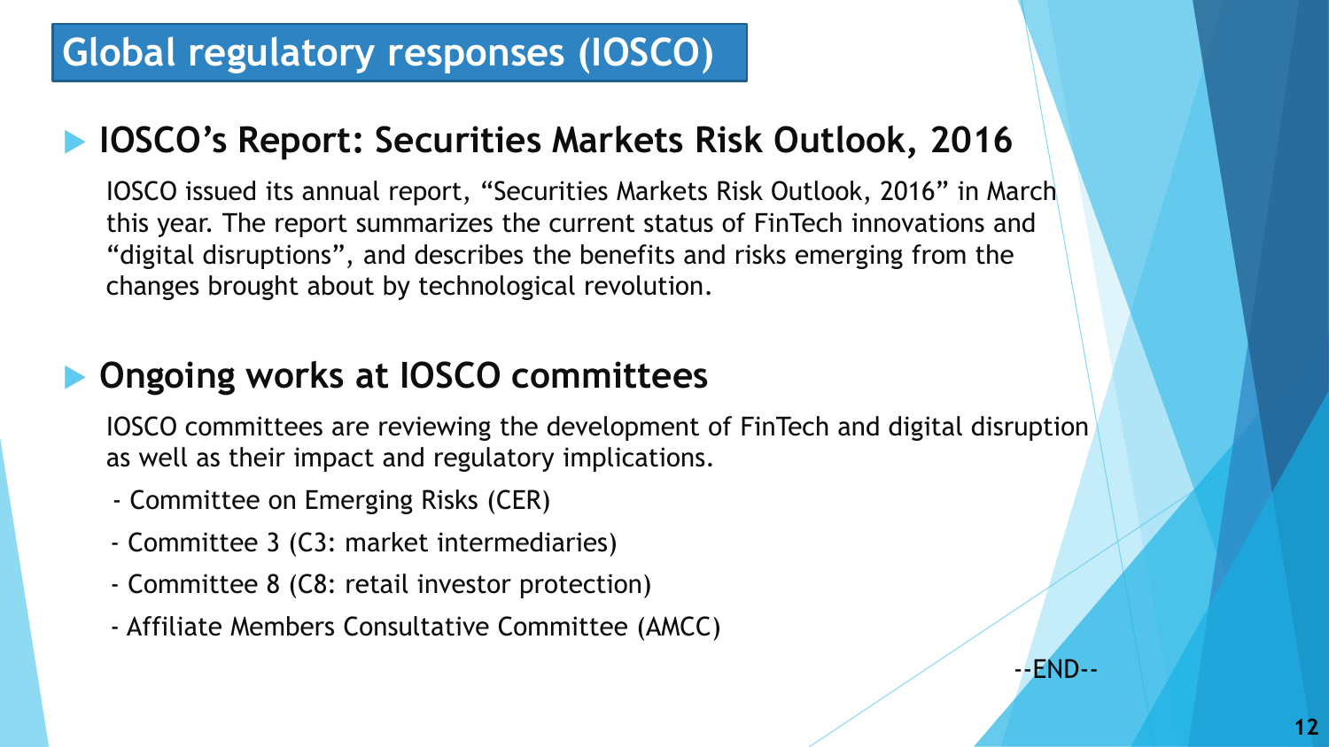# Global regulatory responses (IOSCO)

## IOSCO's Report: Securities Markets Risk Outlook, 2016

IOSCO issued its annual report, "Securities Markets Risk Outlook, 2016" in March this year. The report summarizes the current status of FinTech innovations and "digital disruptions", and describes the benefits and risks emerging from the changes brought about by technological revolution.

## Ongoing works at IOSCO committees

IOSCO committees are reviewing the development of FinTech and digital disruption as well as their impact and regulatory implications.

- Committee on Emerging Risks (CER)
- Committee 3 (C3: market intermediaries)
- Committee 8 (C8: retail investor protection)
- Affiliate Members Consultative Committee (AMCC)

--END--